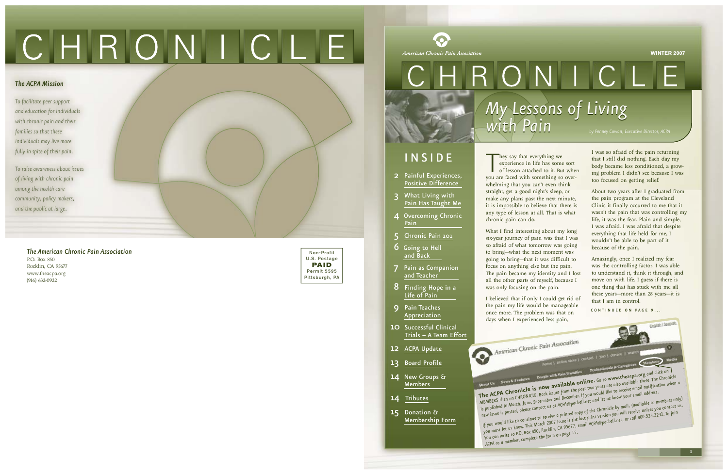# CHRONICLE

### *The ACPA Mission*

*To facilitate peer support and education for individuals with chronic pain and their families so that these individuals may live more fully in spite of their pain.*

*To raise awareness about issues of living with chronic pain among the health care community, policy makers, and the public at large.*

***The American Chronic Pain Association***
P.O. Box 850
Rocklin, CA 95677
www.theacpa.org
(916) 632-0922

Non-Profit
U.S. Postage
**PAID**
Permit 5595
Pittsburgh, PA

---

*American Chronic Pain Association*

**WINTER 2007**

# CHRONICLE

## *My Lessons of Living with Pain*

*by Penney Cowan, Executive Director, ACPA*

## INSIDE

- **2** Painful Experiences, Positive Difference
- **3** What Living with Pain Has Taught Me
- **4** Overcoming Chronic Pain
- **5** Chronic Pain 101
- **6** Going to Hell and Back
- **7** Pain as Companion and Teacher
- **8** Finding Hope in a Life of Pain
- **9** Pain Teaches Appreciation
- **10** Successful Clinical Trials – A Team Effort
- **12** ACPA Update
- **13** Board Profile
- **14** New Groups & Members
- **14** Tributes
- **15** Donation & Membership Form

They say that everything we experience in life has some sort of lesson attached to it. But when you are faced with something so overwhelming that you can't even think straight, get a good night's sleep, or make any plans past the next minute, it is impossible to believe that there is any type of lesson at all. That is what chronic pain can do.

What I find interesting about my long six-year journey of pain was that I was so afraid of what tomorrow was going to bring—what the next moment was going to bring—that it was difficult to focus on anything else but the pain. The pain became my identity and I lost all the other parts of myself, because I was only focusing on the pain.

I believed that if only I could get rid of the pain my life would be manageable once more. The problem was that on days when I experienced less pain, I was so afraid of the pain returning that I still did nothing. Each day my body became less conditioned, a growing problem I didn't see because I was too focused on getting relief.

About two years after I graduated from the pain program at the Cleveland Clinic it finally occurred to me that it wasn't the pain that was controlling my life, it was the fear. Plain and simple, I was afraid. I was afraid that despite everything that life held for me, I wouldn't be able to be part of it because of the pain.

Amazingly, once I realized my fear was the controlling factor, I was able to understand it, think it through, and move on with life. I guess if there is one thing that has stuck with me all these years—more than 28 years—it is that I am in control.

CONTINUED ON PAGE 9...

**The ACPA Chronicle is now available online.** Go to **www.theacpa.org** and click on MEMBERS then on CHRONICLE. Back issues from the past two years are also available there. The Chronicle is published in March, June, September and December. If you would like to receive email notification when a new issue is posted, please contact us at ACPA@pacbell.net and let us know your email address.

If you would like to continue to receive a printed copy of the Chronicle by mail, (available to members only) you must let us know. This March 2007 issue is the last print version you will receive unless you contact us. You can write to P.O. Box 850, Rocklin, CA 95677, email ACPA@pacbell.net, or call 800.533.3231. To join ACPA as a member, complete the form on page 15.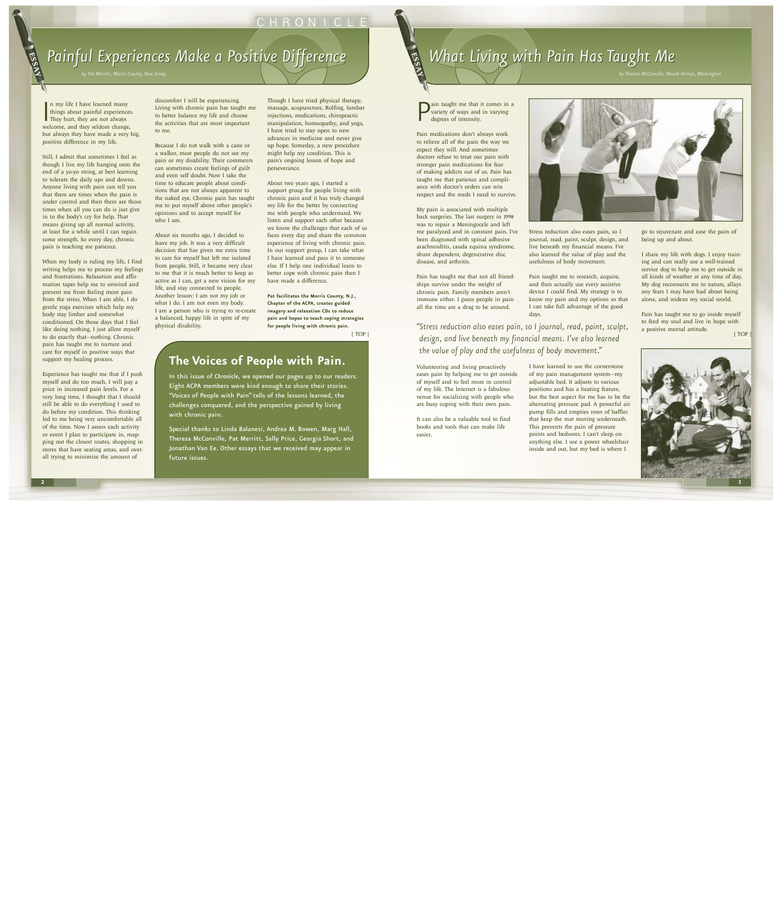ESSAY

# Painful Experiences Make a Positive Difference

*by Pat Merritt, Morris County, New Jersey*

In my life I have learned many things about painful experiences. They hurt, they are not always welcome, and they seldom change, but always they have made a very big, positive difference in my life.

Still, I admit that sometimes I feel as though I live my life hanging onto the end of a yo-yo string, at best learning to tolerate the daily ups and downs. Anyone living with pain can tell you that there are times when the pain is under control and then there are those times when all you can do is just give in to the body's cry for help. That means giving up all normal activity, at least for a while until I can regain some strength. So every day, chronic pain is teaching me patience.

When my body is ruling my life, I find writing helps me to process my feelings and frustrations. Relaxation and affirmation tapes help me to unwind and prevent me from feeling more pain from the stress. When I am able, I do gentle yoga exercises which help my body stay limber and somewhat conditioned. On those days that I feel like doing nothing, I just allow myself to do exactly that—nothing. Chronic pain has taught me to nurture and care for myself in positive ways that support my healing process.

Experience has taught me that if I push myself and do too much, I will pay a price in increased pain levels. For a very long time, I thought that I should still be able to do everything I used to do before my condition. This thinking led to me being very uncomfortable all of the time. Now I assess each activity or event I plan to participate in, mapping out the closest routes, shopping in stores that have seating areas, and overall trying to minimize the amount of discomfort I will be experiencing. Living with chronic pain has taught me to better balance my life and choose the activities that are most important to me.

Because I do not walk with a cane or a walker, most people do not see my pain or my disability. Their comments can sometimes create feelings of guilt and even self doubt. Now I take the time to educate people about conditions that are not always apparent to the naked eye. Chronic pain has taught me to put myself above other people's opinions and to accept myself for who I am.

About six months ago, I decided to leave my job. It was a very difficult decision that has given me extra time to care for myself but left me isolated from people. Still, it became very clear to me that it is much better to keep as active as I can, get a new vision for my life, and stay connected to people. Another lesson: I am not my job or what I do. I am not even my body. I am a person who is trying to re-create a balanced, happy life in spite of my physical disability.

Though I have tried physical therapy, massage, acupuncture, Rolfing, lumbar injections, medications, chiropractic manipulation, homeopathy, and yoga, I have tried to stay open to new advances in medicine and never give up hope. Someday, a new procedure might help my condition. This is pain's ongoing lesson of hope and perseverance.

About two years ago, I started a support group for people living with chronic pain and it has truly changed my life for the better by connecting me with people who understand. We listen and support each other because we know the challenges that each of us faces every day and share the common experience of living with chronic pain. In our support group, I can take what I have learned and pass it to someone else. If I help one individual learn to better cope with chronic pain then I have made a difference.

**Pat facilitates the Morris County, N.J., Chapter of the ACPA, creates guided imagery and relaxation CDs to reduce pain and hopes to teach coping strategies for people living with chronic pain.**

| TOP |

## The Voices of People with Pain.

In this issue of *Chronicle*, we opened our pages up to our readers. Eight ACPA members were kind enough to share their stories. "Voices of People with Pain" tells of the lessons learned, the challenges conquered, and the perspective gained by living with chronic pain.

Special thanks to Linda Balanesi, Andrea M. Bowen, Marg Hall, Theresa McConville, Pat Merritt, Sally Price, Georgia Short, and Jonathan Van Ee. Other essays that we received may appear in future issues.

ESSAY

# What Living with Pain Has Taught Me

*by Theresa McConville, Mount Vernon, Washington*

Pain taught me that it comes in a variety of ways and in varying degrees of intensity.

Pain medications don't always work to relieve all of the pain the way we expect they will. And sometimes doctors refuse to treat our pain with stronger pain medications for fear of making addicts out of us. Pain has taught me that patience and compliance with doctor's orders can win respect and the meds I need to survive.

My pain is associated with multiple back surgeries. The last surgery in 1998 was to repair a Meningocele and left me paralyzed and in constant pain. I've been diagnosed with spinal adhesive arachnoiditis, cauda equina syndrome, shunt dependent, degenerative disc disease, and arthritis.

Pain has taught me that not all friendships survive under the weight of chronic pain. Family members aren't immune either. I guess people in pain all the time are a drag to be around.

*"Stress reduction also eases pain, so I journal, read, paint, sculpt, design, and live beneath my financial means. I've also learned the value of play and the usefulness of body movement."*

Volunteering and living proactively eases pain by helping me to get outside of myself and to feel more in control of my life. The Internet is a fabulous venue for socializing with people who are busy coping with their own pain.

It can also be a valuable tool to find books and tools that can make life easier.

Stress reduction also eases pain, so I journal, read, paint, sculpt, design, and live beneath my financial means. I've also learned the value of play and the usefulness of body movement.

Pain taught me to research, acquire, and then actually use every assistive device I could find. My strategy is to know my pain and my options so that I can take full advantage of the good days.

I have learned to use the cornerstone of my pain management system—my adjustable bed. It adjusts to various positions and has a heating feature, but the best aspect for me has to be the alternating pressure pad. A powerful air pump fills and empties rows of baffles that keep the mat moving underneath. This prevents the pain of pressure points and bedsores. I can't sleep on anything else. I use a power wheelchair inside and out, but my bed is where I go to rejuvenate and ease the pain of being up and about.

I share my life with dogs. I enjoy training and can really use a well-trained service dog to help me to get outside in all kinds of weather at any time of day. My dog reconnects me to nature, allays any fears I may have had about being alone, and widens my social world.

Pain has taught me to go inside myself to feed my soul and live in hope with a positive mental attitude.

| TOP |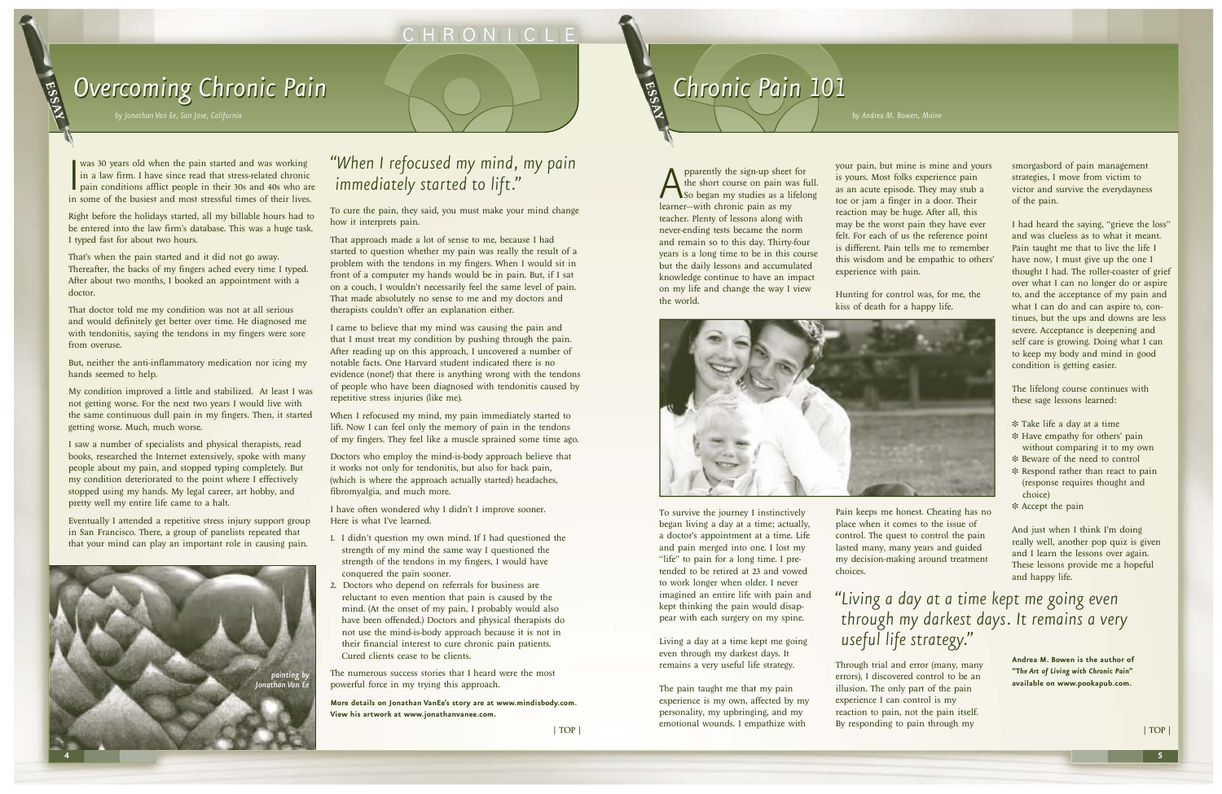# Overcoming Chronic Pain

*by Jonathan Van Ee, San Jose, California*

I was 30 years old when the pain started and was working in a law firm. I have since read that stress-related chronic pain conditions afflict people in their 30s and 40s who are in some of the busiest and most stressful times of their lives.

Right before the holidays started, all my billable hours had to be entered into the law firm's database. This was a huge task. I typed fast for about two hours.

That's when the pain started and it did not go away. Thereafter, the backs of my fingers ached every time I typed. After about two months, I booked an appointment with a doctor.

That doctor told me my condition was not at all serious and would definitely get better over time. He diagnosed me with tendonitis, saying the tendons in my fingers were sore from overuse.

But, neither the anti-inflammatory medication nor icing my hands seemed to help.

My condition improved a little and stabilized. At least I was not getting worse. For the next two years I would live with the same continuous dull pain in my fingers. Then, it started getting worse. Much, much worse.

I saw a number of specialists and physical therapists, read books, researched the Internet extensively, spoke with many people about my pain, and stopped typing completely. But my condition deteriorated to the point where I effectively stopped using my hands. My legal career, art hobby, and pretty well my entire life came to a halt.

Eventually I attended a repetitive stress injury support group in San Francisco. There, a group of panelists repeated that that your mind can play an important role in causing pain.

*painting by Jonathan Van Ee*

*"When I refocused my mind, my pain immediately started to lift."*

To cure the pain, they said, you must make your mind change how it interprets pain.

That approach made a lot of sense to me, because I had started to question whether my pain was really the result of a problem with the tendons in my fingers. When I would sit in front of a computer my hands would be in pain. But, if I sat on a couch, I wouldn't necessarily feel the same level of pain. That made absolutely no sense to me and my doctors and therapists couldn't offer an explanation either.

I came to believe that my mind was causing the pain and that I must treat my condition by pushing through the pain. After reading up on this approach, I uncovered a number of notable facts. One Harvard student indicated there is no evidence (none!) that there is anything wrong with the tendons of people who have been diagnosed with tendonitis caused by repetitive stress injuries (like me).

When I refocused my mind, my pain immediately started to lift. Now I can feel only the memory of pain in the tendons of my fingers. They feel like a muscle sprained some time ago.

Doctors who employ the mind-is-body approach believe that it works not only for tendonitis, but also for back pain, (which is where the approach actually started) headaches, fibromyalgia, and much more.

I have often wondered why I didn't I improve sooner. Here is what I've learned.

1. I didn't question my own mind. If I had questioned the strength of my mind the same way I questioned the strength of the tendons in my fingers, I would have conquered the pain sooner.
2. Doctors who depend on referrals for business are reluctant to even mention that pain is caused by the mind. (At the onset of my pain, I probably would also have been offended.) Doctors and physical therapists do not use the mind-is-body approach because it is not in their financial interest to cure chronic pain patients. Cured clients cease to be clients.

The numerous success stories that I heard were the most powerful force in my trying this approach.

**More details on Jonathan VanEe's story are at www.mindisbody.com. View his artwork at www.jonathanvanee.com.**

# Chronic Pain 101

*by Andrea M. Bowen, Maine*

Apparently the sign-up sheet for the short course on pain was full. So began my studies as a lifelong learner—with chronic pain as my teacher. Plenty of lessons along with never-ending tests became the norm and remain so to this day. Thirty-four years is a long time to be in this course but the daily lessons and accumulated knowledge continue to have an impact on my life and change the way I view the world.

To survive the journey I instinctively began living a day at a time; actually, a doctor's appointment at a time. Life and pain merged into one. I lost my "life" to pain for a long time. I pretended to be retired at 23 and vowed to work longer when older. I never imagined an entire life with pain and kept thinking the pain would disappear with each surgery on my spine.

Living a day at a time kept me going even through my darkest days. It remains a very useful life strategy.

The pain taught me that my pain experience is my own, affected by my personality, my upbringing, and my emotional wounds. I empathize with your pain, but mine is mine and yours is yours. Most folks experience pain as an acute episode. They may stub a toe or jam a finger in a door. Their reaction may be huge. After all, this may be the worst pain they have ever felt. For each of us the reference point is different. Pain tells me to remember this wisdom and be empathic to others' experience with pain.

Hunting for control was, for me, the kiss of death for a happy life.

Pain keeps me honest. Cheating has no place when it comes to the issue of control. The quest to control the pain lasted many, many years and guided my decision-making around treatment choices.

*"Living a day at a time kept me going even through my darkest days. It remains a very useful life strategy."*

Through trial and error (many, many errors), I discovered control to be an illusion. The only part of the pain experience I can control is my reaction to pain, not the pain itself. By responding to pain through my smorgasbord of pain management strategies, I move from victim to victor and survive the everydayness of the pain.

I had heard the saying, "grieve the loss" and was clueless as to what it meant. Pain taught me that to live the life I have now, I must give up the one I thought I had. The roller-coaster of grief over what I can no longer do or aspire to, and the acceptance of my pain and what I can do and can aspire to, continues, but the ups and downs are less severe. Acceptance is deepening and self care is growing. Doing what I can to keep my body and mind in good condition is getting easier.

The lifelong course continues with these sage lessons learned:

- Take life a day at a time
- Have empathy for others' pain without comparing it to my own
- Beware of the need to control
- Respond rather than react to pain (response requires thought and choice)
- Accept the pain

And just when I think I'm doing really well, another pop quiz is given and I learn the lessons over again. These lessons provide me a hopeful and happy life.

**Andrea M. Bowen is the author of *"The Art of Living with Chronic Pain"* available on www.pookapub.com.**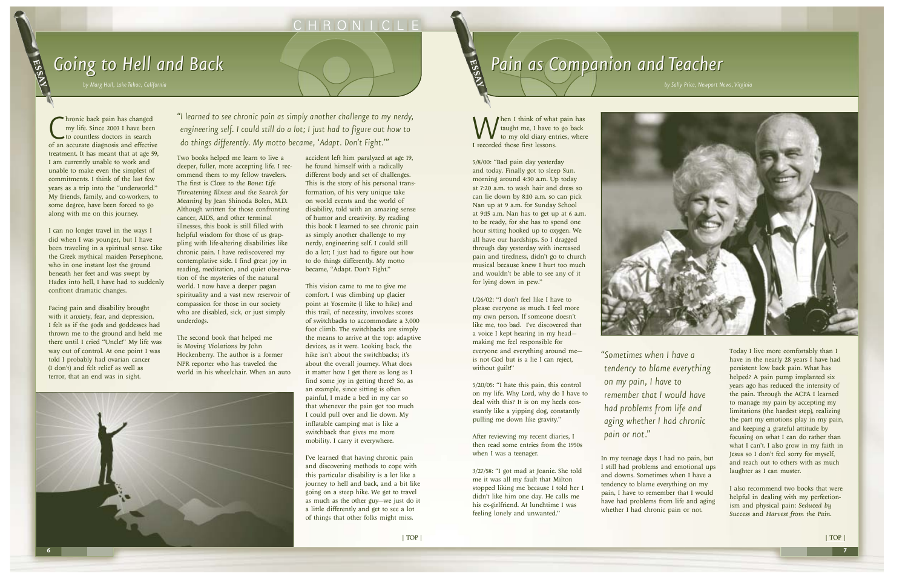# Going to Hell and Back

*by Marg Hall, Lake Tahoe, California*

Chronic back pain has changed my life. Since 2003 I have been to countless doctors in search of an accurate diagnosis and effective treatment. It has meant that at age 59, I am currently unable to work and unable to make even the simplest of commitments. I think of the last few years as a trip into the "underworld." My friends, family, and co-workers, to some degree, have been forced to go along with me on this journey.

I can no longer travel in the ways I did when I was younger, but I have been traveling in a spiritual sense. Like the Greek mythical maiden Persephone, who in one instant lost the ground beneath her feet and was swept by Hades into hell, I have had to suddenly confront dramatic changes.

Facing pain and disability brought with it anxiety, fear, and depression. I felt as if the gods and goddesses had thrown me to the ground and held me there until I cried "Uncle!" My life was way out of control. At one point I was told I probably had ovarian cancer (I don't) and felt relief as well as terror, that an end was in sight.

> *"I learned to see chronic pain as simply another challenge to my nerdy, engineering self. I could still do a lot; I just had to figure out how to do things differently. My motto became, 'Adapt. Don't Fight.'"*

Two books helped me learn to live a deeper, fuller, more accepting life. I recommend them to my fellow travelers. The first is *Close to the Bone: Life Threatening Illness and the Search for Meaning* by Jean Shinoda Bolen, M.D. Although written for those confronting cancer, AIDS, and other terminal illnesses, this book is still filled with helpful wisdom for those of us grappling with life-altering disabilities like chronic pain. I have rediscovered my contemplative side. I find great joy in reading, meditation, and quiet observation of the mysteries of the natural world. I now have a deeper pagan spirituality and a vast new reservoir of compassion for those in our society who are disabled, sick, or just simply underdogs.

The second book that helped me is *Moving Violations* by John Hockenberry. The author is a former NPR reporter who has traveled the world in his wheelchair. When an auto accident left him paralyzed at age 19, he found himself with a radically different body and set of challenges. This is the story of his personal transformation, of his very unique take on world events and the world of disability, told with an amazing sense of humor and creativity. By reading this book I learned to see chronic pain as simply another challenge to my nerdy, engineering self. I could still do a lot; I just had to figure out how to do things differently. My motto became, "Adapt. Don't Fight."

This vision came to me to give me comfort. I was climbing up glacier point at Yosemite (I like to hike) and this trail, of necessity, involves scores of switchbacks to accommodate a 3,000 foot climb. The switchbacks are simply the means to arrive at the top: adaptive devices, as it were. Looking back, the hike isn't about the switchbacks; it's about the overall journey. What does it matter how I get there as long as I find some joy in getting there? So, as an example, since sitting is often painful, I made a bed in my car so that whenever the pain got too much I could pull over and lie down. My inflatable camping mat is like a switchback that gives me more mobility. I carry it everywhere.

I've learned that having chronic pain and discovering methods to cope with this particular disability is a lot like a journey to hell and back, and a bit like going on a steep hike. We get to travel as much as the other guy—we just do it a little differently and get to see a lot of things that other folks might miss.

| TOP |

# Pain as Companion and Teacher

*by Sally Price, Newport News, Virginia*

When I think of what pain has taught me, I have to go back to my old diary entries, where I recorded those first lessons.

5/8/00: "Bad pain day yesterday and today. Finally got to sleep Sun. morning around 4:30 a.m. Up today at 7:20 a.m. to wash hair and dress so can lie down by 8:10 a.m. so can pick Nan up at 9 a.m. for Sunday School at 9:15 a.m. Nan has to get up at 6 a.m. to be ready, for she has to spend one hour sitting hooked up to oxygen. We all have our hardships. So I dragged through day yesterday with increased pain and tiredness, didn't go to church musical because knew I hurt too much and wouldn't be able to see any of it for lying down in pew."

1/26/02: "I don't feel like I have to please everyone as much. I feel more my own person. If someone doesn't like me, too bad. I've discovered that a voice I kept hearing in my head—making me feel responsible for everyone and everything around me—is not God but is a lie I can reject, without guilt!"

5/20/05: "I hate this pain, this control on my life. Why Lord, why do I have to deal with this? It is on my heels constantly like a yipping dog, constantly pulling me down like gravity."

After reviewing my recent diaries, I then read some entries from the 1950s when I was a teenager.

3/27/58: "I got mad at Joanie. She told me it was all my fault that Milton stopped liking me because I told her I didn't like him one day. He calls me his ex-girlfriend. At lunchtime I was feeling lonely and unwanted."

> *"Sometimes when I have a tendency to blame everything on my pain, I have to remember that I would have had problems from life and aging whether I had chronic pain or not."*

In my teenage days I had no pain, but I still had problems and emotional ups and downs. Sometimes when I have a tendency to blame everything on my pain, I have to remember that I would have had problems from life and aging whether I had chronic pain or not.

Today I live more comfortably than I have in the nearly 28 years I have had persistent low back pain. What has helped? A pain pump implanted six years ago has reduced the intensity of the pain. Through the ACPA I learned to manage my pain by accepting my limitations (the hardest step), realizing the part my emotions play in my pain, and keeping a grateful attitude by focusing on what I can do rather than what I can't. I also grow in my faith in Jesus so I don't feel sorry for myself, and reach out to others with as much laughter as I can muster.

I also recommend two books that were helpful in dealing with my perfectionism and physical pain: *Seduced by Success* and *Harvest from the Pain*.

| TOP |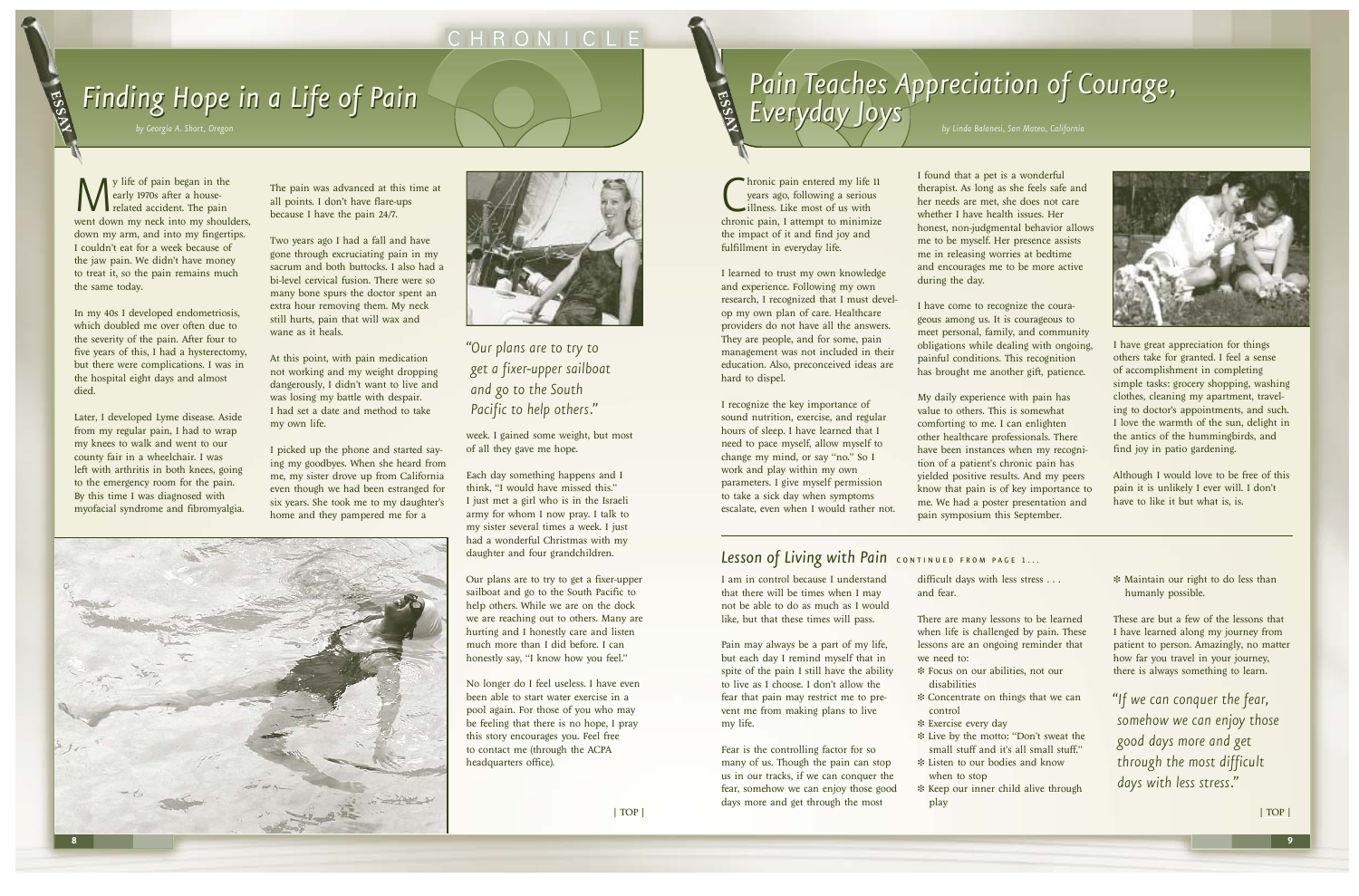# Finding Hope in a Life of Pain

*by Georgia A. Short, Oregon*

My life of pain began in the early 1970s after a house-related accident. The pain went down my neck into my shoulders, down my arm, and into my fingertips. I couldn't eat for a week because of the jaw pain. We didn't have money to treat it, so the pain remains much the same today.

In my 40s I developed endometriosis, which doubled me over often due to the severity of the pain. After four to five years of this, I had a hysterectomy, but there were complications. I was in the hospital eight days and almost died.

Later, I developed Lyme disease. Aside from my regular pain, I had to wrap my knees to walk and went to our county fair in a wheelchair. I was left with arthritis in both knees, going to the emergency room for the pain. By this time I was diagnosed with myofacial syndrome and fibromyalgia.

The pain was advanced at this time at all points. I don't have flare-ups because I have the pain 24/7.

Two years ago I had a fall and have gone through excruciating pain in my sacrum and both buttocks. I also had a bi-level cervical fusion. There were so many bone spurs the doctor spent an extra hour removing them. My neck still hurts, pain that will wax and wane as it heals.

At this point, with pain medication not working and my weight dropping dangerously, I didn't want to live and was losing my battle with despair. I had set a date and method to take my own life.

I picked up the phone and started saying my goodbyes. When she heard from me, my sister drove up from California even though we had been estranged for six years. She took me to my daughter's home and they pampered me for a week. I gained some weight, but most of all they gave me hope.

*"Our plans are to try to get a fixer-upper sailboat and go to the South Pacific to help others."*

Each day something happens and I think, "I would have missed this." I just met a girl who is in the Israeli army for whom I now pray. I talk to my sister several times a week. I just had a wonderful Christmas with my daughter and four grandchildren.

Our plans are to try to get a fixer-upper sailboat and go to the South Pacific to help others. While we are on the dock we are reaching out to others. Many are hurting and I honestly care and listen much more than I did before. I can honestly say, "I know how you feel."

No longer do I feel useless. I have even been able to start water exercise in a pool again. For those of you who may be feeling that there is no hope, I pray this story encourages you. Feel free to contact me (through the ACPA headquarters office).

| TOP |

# Pain Teaches Appreciation of Courage, Everyday Joys

*by Linda Balanesi, San Mateo, California*

Chronic pain entered my life 11 years ago, following a serious illness. Like most of us with chronic pain, I attempt to minimize the impact of it and find joy and fulfillment in everyday life.

I learned to trust my own knowledge and experience. Following my own research, I recognized that I must develop my own plan of care. Healthcare providers do not have all the answers. They are people, and for some, pain management was not included in their education. Also, preconceived ideas are hard to dispel.

I recognize the key importance of sound nutrition, exercise, and regular hours of sleep. I have learned that I need to pace myself, allow myself to change my mind, or say "no." So I work and play within my own parameters. I give myself permission to take a sick day when symptoms escalate, even when I would rather not.

I found that a pet is a wonderful therapist. As long as she feels safe and her needs are met, she does not care whether I have health issues. Her honest, non-judgmental behavior allows me to be myself. Her presence assists me in releasing worries at bedtime and encourages me to be more active during the day.

I have come to recognize the courageous among us. It is courageous to meet personal, family, and community obligations while dealing with ongoing, painful conditions. This recognition has brought me another gift, patience.

My daily experience with pain has value to others. This is somewhat comforting to me. I can enlighten other healthcare professionals. There have been instances when my recognition of a patient's chronic pain has yielded positive results. And my peers know that pain is of key importance to me. We had a poster presentation and pain symposium this September.

I have great appreciation for things others take for granted. I feel a sense of accomplishment in completing simple tasks: grocery shopping, washing clothes, cleaning my apartment, traveling to doctor's appointments, and such. I love the warmth of the sun, delight in the antics of the hummingbirds, and find joy in patio gardening.

Although I would love to be free of this pain it is unlikely I ever will. I don't have to like it but what is, is.

## Lesson of Living with Pain CONTINUED FROM PAGE 1...

I am in control because I understand that there will be times when I may not be able to do as much as I would like, but that these times will pass.

Pain may always be a part of my life, but each day I remind myself that in spite of the pain I still have the ability to live as I choose. I don't allow the fear that pain may restrict me to prevent me from making plans to live my life.

Fear is the controlling factor for so many of us. Though the pain can stop us in our tracks, if we can conquer the fear, somehow we can enjoy those good days more and get through the most difficult days with less stress . . . and fear.

There are many lessons to be learned when life is challenged by pain. These lessons are an ongoing reminder that we need to:

- Focus on our abilities, not our disabilities
- Concentrate on things that we can control
- Exercise every day
- Live by the motto: "Don't sweat the small stuff and it's all small stuff."
- Listen to our bodies and know when to stop
- Keep our inner child alive through play
- Maintain our right to do less than humanly possible.

These are but a few of the lessons that I have learned along my journey from patient to person. Amazingly, no matter how far you travel in your journey, there is always something to learn.

*"If we can conquer the fear, somehow we can enjoy those good days more and get through the most difficult days with less stress."*

| TOP |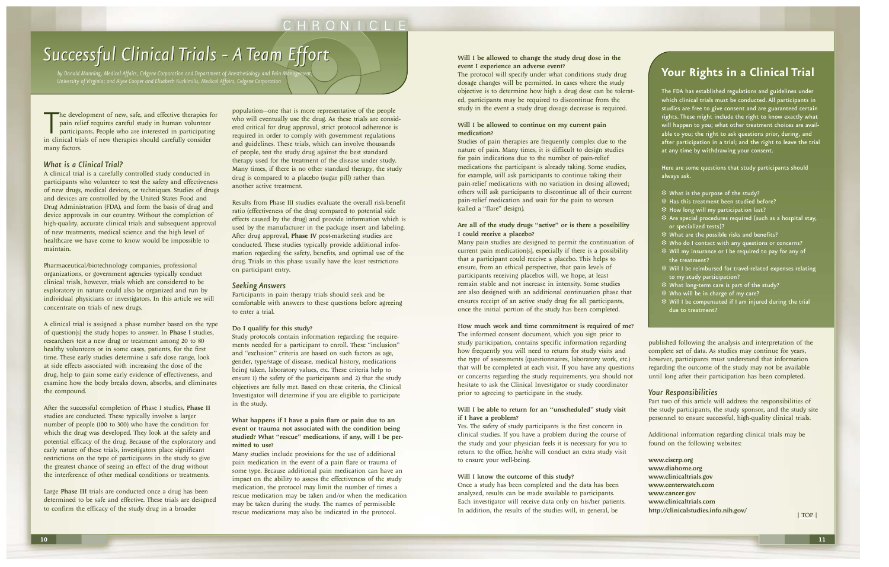# Successful Clinical Trials - A Team Effort

*by Donald Manning, Medical Affairs, Celgene Corporation and Department of Anesthesiology and Pain Management, University of Virginia; and Alyse Cooper and Elisabeth Kurkimilis, Medical Affairs, Celgene Corporation*

The development of new, safe, and effective therapies for pain relief requires careful study in human volunteer participants. People who are interested in participating in clinical trials of new therapies should carefully consider many factors.

## What is a Clinical Trial?

A clinical trial is a carefully controlled study conducted in participants who volunteer to test the safety and effectiveness of new drugs, medical devices, or techniques. Studies of drugs and devices are controlled by the United States Food and Drug Administration (FDA), and form the basis of drug and device approvals in our country. Without the completion of high-quality, accurate clinical trials and subsequent approval of new treatments, medical science and the high level of healthcare we have come to know would be impossible to maintain.

Pharmaceutical/biotechnology companies, professional organizations, or government agencies typically conduct clinical trials, however, trials which are considered to be exploratory in nature could also be organized and run by individual physicians or investigators. In this article we will concentrate on trials of new drugs.

A clinical trial is assigned a phase number based on the type of question(s) the study hopes to answer. In **Phase I** studies, researchers test a new drug or treatment among 20 to 80 healthy volunteers or in some cases, patients, for the first time. These early studies determine a safe dose range, look at side effects associated with increasing the dose of the drug, help to gain some early evidence of effectiveness, and examine how the body breaks down, absorbs, and eliminates the compound.

After the successful completion of Phase I studies, **Phase II** studies are conducted. These typically involve a larger number of people (100 to 300) who have the condition for which the drug was developed. They look at the safety and potential efficacy of the drug. Because of the exploratory and early nature of these trials, investigators place significant restrictions on the type of participants in the study to give the greatest chance of seeing an effect of the drug without the interference of other medical conditions or treatments.

Large **Phase III** trials are conducted once a drug has been determined to be safe and effective. These trials are designed to confirm the efficacy of the study drug in a broader population—one that is more representative of the people who will eventually use the drug. As these trials are considered critical for drug approval, strict protocol adherence is required in order to comply with government regulations and guidelines. These trials, which can involve thousands of people, test the study drug against the best standard therapy used for the treatment of the disease under study. Many times, if there is no other standard therapy, the study drug is compared to a placebo (sugar pill) rather than another active treatment.

Results from Phase III studies evaluate the overall risk-benefit ratio (effectiveness of the drug compared to potential side effects caused by the drug) and provide information which is used by the manufacturer in the package insert and labeling. After drug approval, **Phase IV** post-marketing studies are conducted. These studies typically provide additional information regarding the safety, benefits, and optimal use of the drug. Trials in this phase usually have the least restrictions on participant entry.

## Seeking Answers

Participants in pain therapy trials should seek and be comfortable with answers to these questions before agreeing to enter a trial.

**Do I qualify for this study?**

Study protocols contain information regarding the requirements needed for a participant to enroll. These "inclusion" and "exclusion" criteria are based on such factors as age, gender, type/stage of disease, medical history, medications being taken, laboratory values, etc. These criteria help to ensure 1) the safety of the participants and 2) that the study objectives are fully met. Based on these criteria, the Clinical Investigator will determine if you are eligible to participate in the study.

**What happens if I have a pain flare or pain due to an event or trauma not associated with the condition being studied? What "rescue" medications, if any, will I be permitted to use?**

Many studies include provisions for the use of additional pain medication in the event of a pain flare or trauma of some type. Because additional pain medication can have an impact on the ability to assess the effectiveness of the study medication, the protocol may limit the number of times a rescue medication may be taken and/or when the medication may be taken during the study. The names of permissible rescue medications may also be indicated in the protocol.

**Will I be allowed to change the study drug dose in the event I experience an adverse event?**

The protocol will specify under what conditions study drug dosage changes will be permitted. In cases where the study objective is to determine how high a drug dose can be tolerated, participants may be required to discontinue from the study in the event a study drug dosage decrease is required.

**Will I be allowed to continue on my current pain medication?**

Studies of pain therapies are frequently complex due to the nature of pain. Many times, it is difficult to design studies for pain indications due to the number of pain-relief medications the participant is already taking. Some studies, for example, will ask participants to continue taking their pain-relief medications with no variation in dosing allowed; others will ask participants to discontinue all of their current pain-relief medication and wait for the pain to worsen (called a "flare" design).

**Are all of the study drugs "active" or is there a possibility I could receive a placebo?**

Many pain studies are designed to permit the continuation of current pain medication(s), especially if there is a possibility that a participant could receive a placebo. This helps to ensure, from an ethical perspective, that pain levels of participants receiving placebos will, we hope, at least remain stable and not increase in intensity. Some studies are also designed with an additional continuation phase that ensures receipt of an active study drug for all participants, once the initial portion of the study has been completed.

**How much work and time commitment is required of me?**

The informed consent document, which you sign prior to study participation, contains specific information regarding how frequently you will need to return for study visits and the type of assessments (questionnaires, laboratory work, etc.) that will be completed at each visit. If you have any questions or concerns regarding the study requirements, you should not hesitate to ask the Clinical Investigator or study coordinator prior to agreeing to participate in the study.

**Will I be able to return for an "unscheduled" study visit if I have a problem?**

Yes. The safety of study participants is the first concern in clinical studies. If you have a problem during the course of the study and your physician feels it is necessary for you to return to the office, he/she will conduct an extra study visit to ensure your well-being.

**Will I know the outcome of this study?**

Once a study has been completed and the data has been analyzed, results can be made available to participants. Each investigator will receive data only on his/her patients. In addition, the results of the studies will, in general, be published following the analysis and interpretation of the complete set of data. As studies may continue for years, however, participants must understand that information regarding the outcome of the study may not be available until long after their participation has been completed.

## Your Responsibilities

Part two of this article will address the responsibilities of the study participants, the study sponsor, and the study site personnel to ensure successful, high-quality clinical trials.

Additional information regarding clinical trials may be found on the following websites:

**www.ciscrp.org**
**www.diahome.org**
**www.clinicaltrials.gov**
**www.centerwatch.com**
**www.cancer.gov**
**www.clinicaltrials.com**
**http://clinicalstudies.info.nih.gov/**

## Your Rights in a Clinical Trial

The FDA has established regulations and guidelines under which clinical trials must be conducted. All participants in studies are free to give consent and are guaranteed certain rights. These might include the right to know exactly what will happen to you; what other treatment choices are available to you; the right to ask questions prior, during, and after participation in a trial; and the right to leave the trial at any time by withdrawing your consent.

Here are some questions that study participants should always ask.

- What is the purpose of the study?
- Has this treatment been studied before?
- How long will my participation last?
- Are special procedures required (such as a hospital stay, or specialized tests)?
- What are the possible risks and benefits?
- Who do I contact with any questions or concerns?
- Will my insurance or I be required to pay for any of the treatment?
- Will I be reimbursed for travel-related expenses relating to my study participation?
- What long-term care is part of the study?
- Who will be in charge of my care?
- Will I be compensated if I am injured during the trial due to treatment?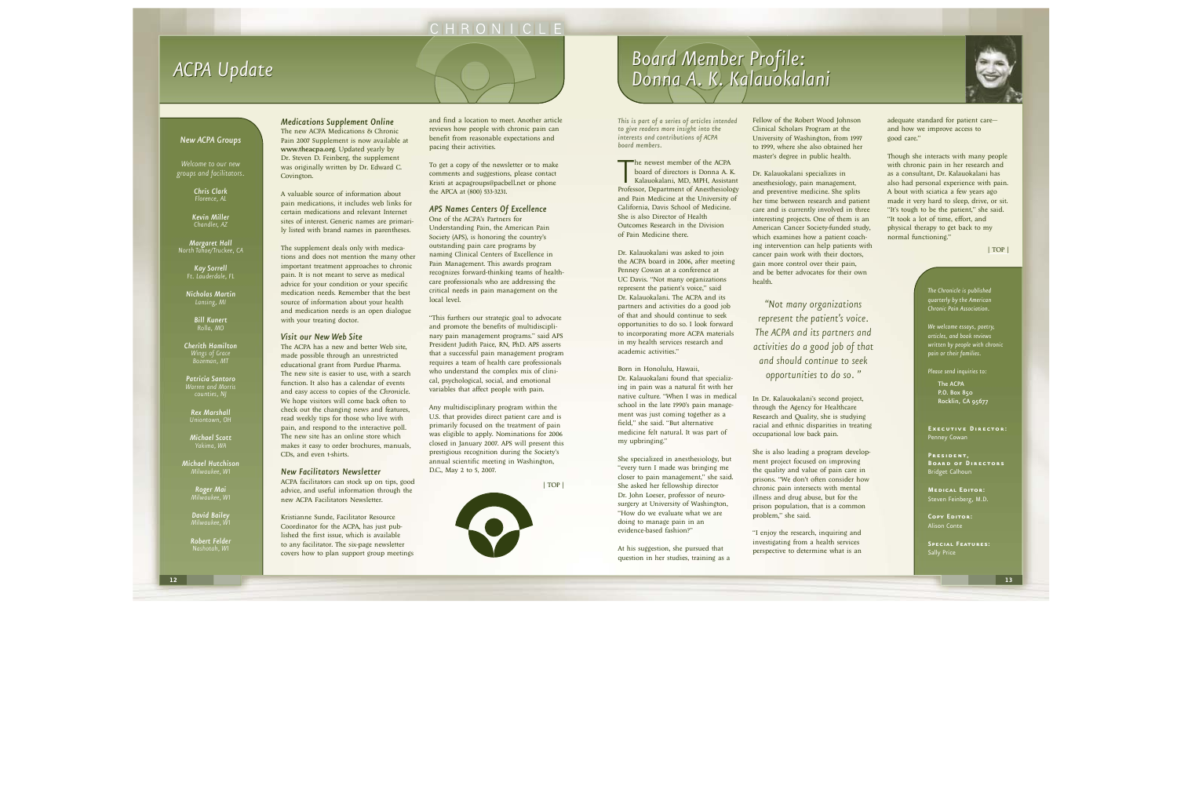# ACPA Update

## New ACPA Groups

*Welcome to our new groups and facilitators.*

**Chris Clark**
*Florence, AL*

**Kevin Miller**
*Chandler, AZ*

**Margaret Hall**
*North Tahoe/Truckee, CA*

**Kay Sorrell**
*Ft. Lauderdale, FL*

**Nicholas Martin**
*Lansing, MI*

**Bill Kunert**
*Rolla, MO*

**Cherith Hamilton**
*Wings of Grace*
*Bozeman, MT*

**Patricia Santoro**
*Warren and Morris counties, NJ*

**Rex Marshall**
*Uniontown, OH*

**Michael Scott**
*Yakima, WA*

**Michael Hutchison**
*Milwaukee, WI*

**Roger Mai**
*Milwaukee, WI*

**David Bailey**
*Milwaukee, WI*

**Robert Felder**
*Nashotah, WI*

### *Medications Supplement Online*

The new ACPA Medications & Chronic Pain 2007 Supplement is now available at **www.theacpa.org**. Updated yearly by Dr. Steven D. Feinberg, the supplement was originally written by Dr. Edward C. Covington.

A valuable source of information about pain medications, it includes web links for certain medications and relevant Internet sites of interest. Generic names are primarily listed with brand names in parentheses.

The supplement deals only with medications and does not mention the many other important treatment approaches to chronic pain. It is not meant to serve as medical advice for your condition or your specific medication needs. Remember that the best source of information about your health and medication needs is an open dialogue with your treating doctor.

### *Visit our New Web Site*

The ACPA has a new and better Web site, made possible through an unrestricted educational grant from Purdue Pharma. The new site is easier to use, with a search function. It also has a calendar of events and easy access to copies of the *Chronicle*. We hope visitors will come back often to check out the changing news and features, read weekly tips for those who live with pain, and respond to the interactive poll. The new site has an online store which makes it easy to order brochures, manuals, CDs, and even t-shirts.

### *New Facilitators Newsletter*

ACPA facilitators can stock up on tips, good advice, and useful information through the new ACPA Facilitators Newsletter.

Kristianne Sunde, Facilitator Resource Coordinator for the ACPA, has just published the first issue, which is available to any facilitator. The six-page newsletter covers how to plan support group meetings and find a location to meet. Another article reviews how people with chronic pain can benefit from reasonable expectations and pacing their activities.

To get a copy of the newsletter or to make comments and suggestions, please contact Kristi at acpagroups@pacbell.net or phone the APCA at (800) 533-3231.

### *APS Names Centers Of Excellence*

One of the ACPA's Partners for Understanding Pain, the American Pain Society (APS), is honoring the country's outstanding pain care programs by naming Clinical Centers of Excellence in Pain Management. This awards program recognizes forward-thinking teams of health-care professionals who are addressing the critical needs in pain management on the local level.

"This furthers our strategic goal to advocate and promote the benefits of multidisciplinary pain management programs," said APS President Judith Paice, RN, PhD. APS asserts that a successful pain management program requires a team of health care professionals who understand the complex mix of clinical, psychological, social, and emotional variables that affect people with pain.

Any multidisciplinary program within the U.S. that provides direct patient care and is primarily focused on the treatment of pain was eligible to apply. Nominations for 2006 closed in January 2007. APS will present this prestigious recognition during the Society's annual scientific meeting in Washington, D.C., May 2 to 5, 2007.

| TOP |

# Board Member Profile: Donna A. K. Kalauokalani

*This is part of a series of articles intended to give readers more insight into the interests and contributions of ACPA board members.*

The newest member of the ACPA board of directors is Donna A. K. Kalauokalani, MD, MPH, Assistant Professor, Department of Anesthesiology and Pain Medicine at the University of California, Davis School of Medicine. She is also Director of Health Outcomes Research in the Division of Pain Medicine there.

Dr. Kalauokalani was asked to join the ACPA board in 2006, after meeting Penney Cowan at a conference at UC Davis. "Not many organizations represent the patient's voice," said Dr. Kalauokalani. The ACPA and its partners and activities do a good job of that and should continue to seek opportunities to do so. I look forward to incorporating more ACPA materials in my health services research and academic activities."

Born in Honolulu, Hawaii, Dr. Kalauokalani found that specializing in pain was a natural fit with her native culture. "When I was in medical school in the late 1990's pain management was just coming together as a field," she said. "But alternative medicine felt natural. It was part of my upbringing."

She specialized in anesthesiology, but "every turn I made was bringing me closer to pain management," she said. She asked her fellowship director Dr. John Loeser, professor of neurosurgery at University of Washington, "How do we evaluate what we are doing to manage pain in an evidence-based fashion?"

At his suggestion, she pursued that question in her studies, training as a Fellow of the Robert Wood Johnson Clinical Scholars Program at the University of Washington, from 1997 to 1999, where she also obtained her master's degree in public health.

Dr. Kalauokalani specializes in anesthesiology, pain management, and preventive medicine. She splits her time between research and patient care and is currently involved in three interesting projects. One of them is an American Cancer Society-funded study, which examines how a patient coaching intervention can help patients with cancer pain work with their doctors, gain more control over their pain, and be better advocates for their own health.

> *"Not many organizations represent the patient's voice. The ACPA and its partners and activities do a good job of that and should continue to seek opportunities to do so."*

In Dr. Kalauokalani's second project, through the Agency for Healthcare Research and Quality, she is studying racial and ethnic disparities in treating occupational low back pain.

She is also leading a program development project focused on improving the quality and value of pain care in prisons. "We don't often consider how chronic pain intersects with mental illness and drug abuse, but for the prison population, that is a common problem," she said.

"I enjoy the research, inquiring and investigating from a health services perspective to determine what is an adequate standard for patient care—and how we improve access to good care."

Though she interacts with many people with chronic pain in her research and as a consultant, Dr. Kalauokalani has also had personal experience with pain. A bout with sciatica a few years ago made it very hard to sleep, drive, or sit. "It's tough to be the patient," she said. "It took a lot of time, effort, and physical therapy to get back to my normal functioning."

| TOP |

*The Chronicle is published quarterly by the American Chronic Pain Association.*

*We welcome essays, poetry, articles, and book reviews written by people with chronic pain or their families.*

*Please send inquiries to:*

The ACPA
P.O. Box 850
Rocklin, CA 95677

**Executive Director:**
Penney Cowan

**President, Board of Directors**
Bridget Calhoun

**Medical Editor:**
Steven Feinberg, M.D.

**Copy Editor:**
Alison Conte

**Special Features:**
Sally Price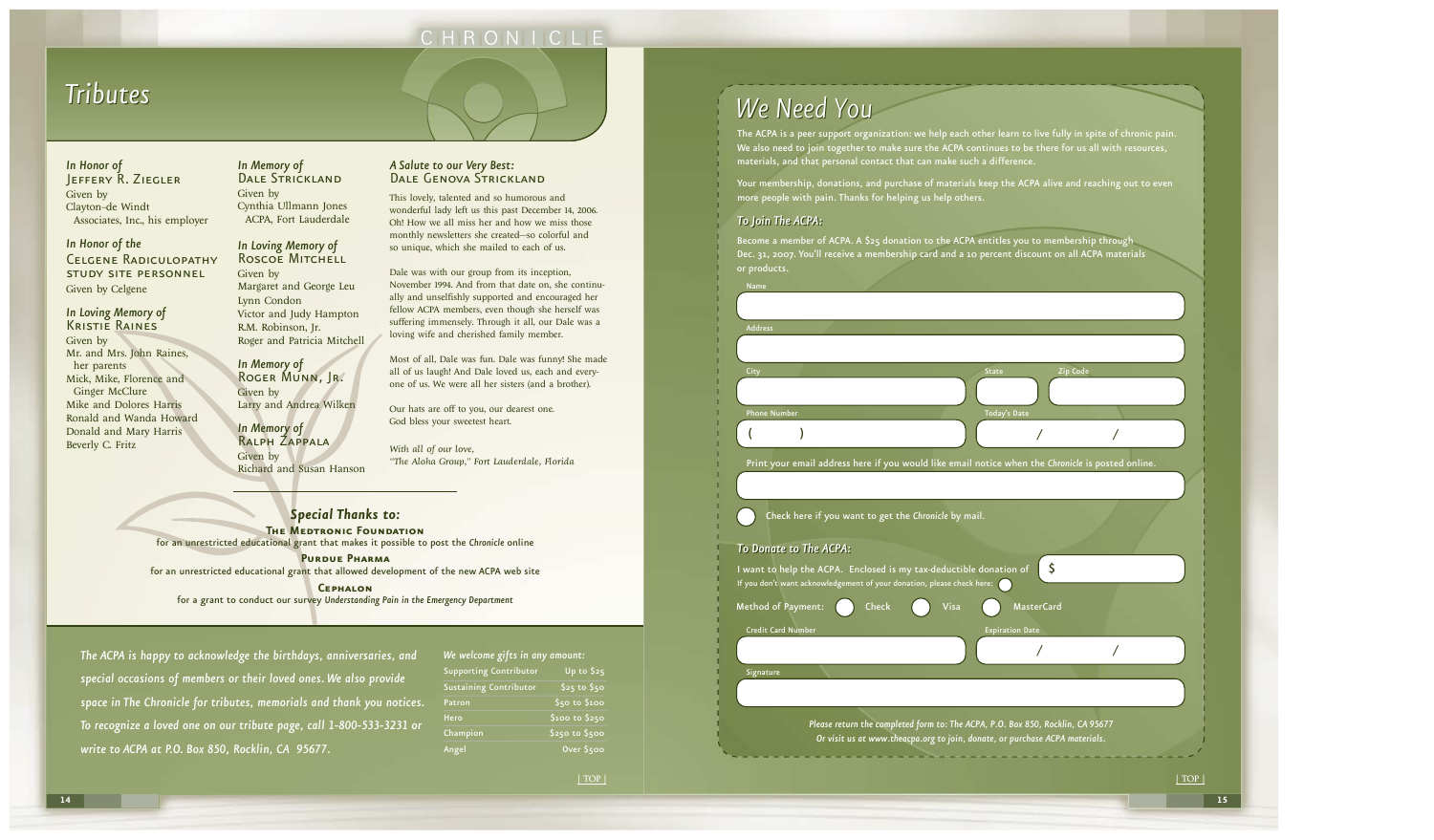# Tributes

*In Honor of*
**Jeffery R. Ziegler**
Given by
Clayton-de Windt Associates, Inc., his employer

*In Honor of the*
**Celgene Radiculopathy Study Site Personnel**
Given by Celgene

*In Loving Memory of*
**Kristie Raines**
Given by
Mr. and Mrs. John Raines, her parents
Mick, Mike, Florence and Ginger McClure
Mike and Dolores Harris
Ronald and Wanda Howard
Donald and Mary Harris
Beverly C. Fritz

*In Memory of*
**Dale Strickland**
Given by
Cynthia Ullmann Jones
ACPA, Fort Lauderdale

*In Loving Memory of*
**Roscoe Mitchell**
Given by
Margaret and George Leu
Lynn Condon
Victor and Judy Hampton
R.M. Robinson, Jr.
Roger and Patricia Mitchell

*In Memory of*
**Roger Munn, Jr.**
Given by
Larry and Andrea Wilken

*In Memory of*
**Ralph Zappala**
Given by
Richard and Susan Hanson

*A Salute to our Very Best:*
**Dale Genova Strickland**

This lovely, talented and so humorous and wonderful lady left us this past December 14, 2006. Oh! How we all miss her and how we miss those monthly newsletters she created—so colorful and so unique, which she mailed to each of us.

Dale was with our group from its inception, November 1994. And from that date on, she continually and unselfishly supported and encouraged her fellow ACPA members, even though she herself was suffering immensely. Through it all, our Dale was a loving wife and cherished family member.

Most of all, Dale was fun. Dale was funny! She made all of us laugh! And Dale loved us, each and everyone of us. We were all her sisters (and a brother).

Our hats are off to you, our dearest one. God bless your sweetest heart.

*With all of our love,*
*"The Aloha Group," Fort Lauderdale, Florida*

## *Special Thanks to:*

**The Medtronic Foundation**
for an unrestricted educational grant that makes it possible to post the *Chronicle* online

**Purdue Pharma**
for an unrestricted educational grant that allowed development of the new ACPA web site

**Cephalon**
for a grant to conduct our survey *Understanding Pain in the Emergency Department*

*The ACPA is happy to acknowledge the birthdays, anniversaries, and special occasions of members or their loved ones. We also provide space in The Chronicle for tributes, memorials and thank you notices. To recognize a loved one on our tribute page, call 1-800-533-3231 or write to ACPA at P.O. Box 850, Rocklin, CA 95677.*

*We welcome gifts in any amount:*

| | |
|---|---|
| Supporting Contributor | Up to $25 |
| Sustaining Contributor | $25 to $50 |
| Patron | $50 to $100 |
| Hero | $100 to $250 |
| Champion | $250 to $500 |
| Angel | Over $500 |

[ TOP ]

# We Need You

The ACPA is a peer support organization: we help each other learn to live fully in spite of chronic pain. We also need to join together to make sure the ACPA continues to be there for us all with resources, materials, and that personal contact that can make such a difference.

Your membership, donations, and purchase of materials keep the ACPA alive and reaching out to even more people with pain. Thanks for helping us help others.

### *To Join The ACPA:*

Become a member of ACPA. A $25 donation to the ACPA entitles you to membership through Dec. 31, 2007. You'll receive a membership card and a 10 percent discount on all ACPA materials or products.

Name

Address

City &emsp; State &emsp; Zip Code

Phone Number ( &emsp; ) &emsp; Today's Date &emsp; / &emsp; /

Print your email address here if you would like email notice when the *Chronicle* is posted online.

Check here if you want to get the *Chronicle* by mail.

### *To Donate to The ACPA:*

I want to help the ACPA. Enclosed is my tax-deductible donation of $

If you don't want acknowledgement of your donation, please check here:

Method of Payment: Check &emsp; Visa &emsp; MasterCard

Credit Card Number &emsp; Expiration Date &emsp; / &emsp; /

Signature

*Please return the completed form to: The ACPA, P.O. Box 850, Rocklin, CA 95677*
*Or visit us at www.theacpa.org to join, donate, or purchase ACPA materials.*

[ TOP ]